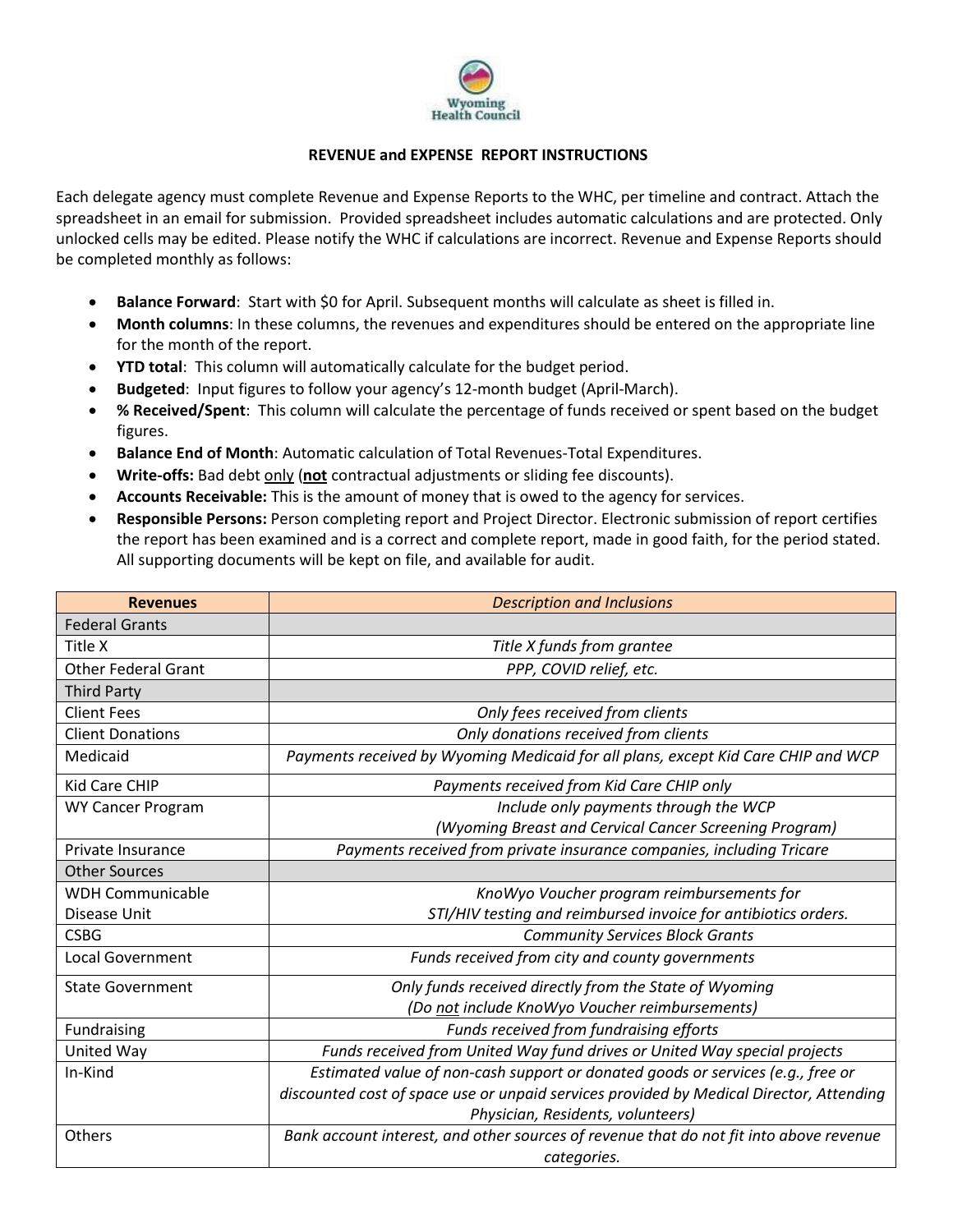Wyoming Health Council

## REVENUE and EXPENSE REPORT INSTRUCTIONS

Each delegate agency must complete Revenue and Expense Reports to the WHC, per timeline and contract. Attach the spreadsheet in an email for submission. Provided spreadsheet includes automatic calculations and are protected. Only unlocked cells may be edited. Please notify the WHC if calculations are incorrect. Revenue and Expense Reports should be completed monthly as follows:

- **Balance Forward**: Start with $0 for April. Subsequent months will calculate as sheet is filled in.
- **Month columns**: In these columns, the revenues and expenditures should be entered on the appropriate line for the month of the report.
- **YTD total**: This column will automatically calculate for the budget period.
- **Budgeted**: Input figures to follow your agency's 12-month budget (April-March).
- **% Received/Spent**: This column will calculate the percentage of funds received or spent based on the budget figures.
- **Balance End of Month**: Automatic calculation of Total Revenues-Total Expenditures.
- **Write-offs:** Bad debt only (**not** contractual adjustments or sliding fee discounts).
- **Accounts Receivable:** This is the amount of money that is owed to the agency for services.
- **Responsible Persons:** Person completing report and Project Director. Electronic submission of report certifies the report has been examined and is a correct and complete report, made in good faith, for the period stated. All supporting documents will be kept on file, and available for audit.

| **Revenues** | *Description and Inclusions* |
|---|---|
| Federal Grants | |
| Title X | *Title X funds from grantee* |
| Other Federal Grant | *PPP, COVID relief, etc.* |
| Third Party | |
| Client Fees | *Only fees received from clients* |
| Client Donations | *Only donations received from clients* |
| Medicaid | *Payments received by Wyoming Medicaid for all plans, except Kid Care CHIP and WCP* |
| Kid Care CHIP | *Payments received from Kid Care CHIP only* |
| WY Cancer Program | *Include only payments through the WCP (Wyoming Breast and Cervical Cancer Screening Program)* |
| Private Insurance | *Payments received from private insurance companies, including Tricare* |
| Other Sources | |
| WDH Communicable Disease Unit | *KnoWyo Voucher program reimbursements for STI/HIV testing and reimbursed invoice for antibiotics orders.* |
| CSBG | *Community Services Block Grants* |
| Local Government | *Funds received from city and county governments* |
| State Government | *Only funds received directly from the State of Wyoming (Do not include KnoWyo Voucher reimbursements)* |
| Fundraising | *Funds received from fundraising efforts* |
| United Way | *Funds received from United Way fund drives or United Way special projects* |
| In-Kind | *Estimated value of non-cash support or donated goods or services (e.g., free or discounted cost of space use or unpaid services provided by Medical Director, Attending Physician, Residents, volunteers)* |
| Others | *Bank account interest, and other sources of revenue that do not fit into above revenue categories.* |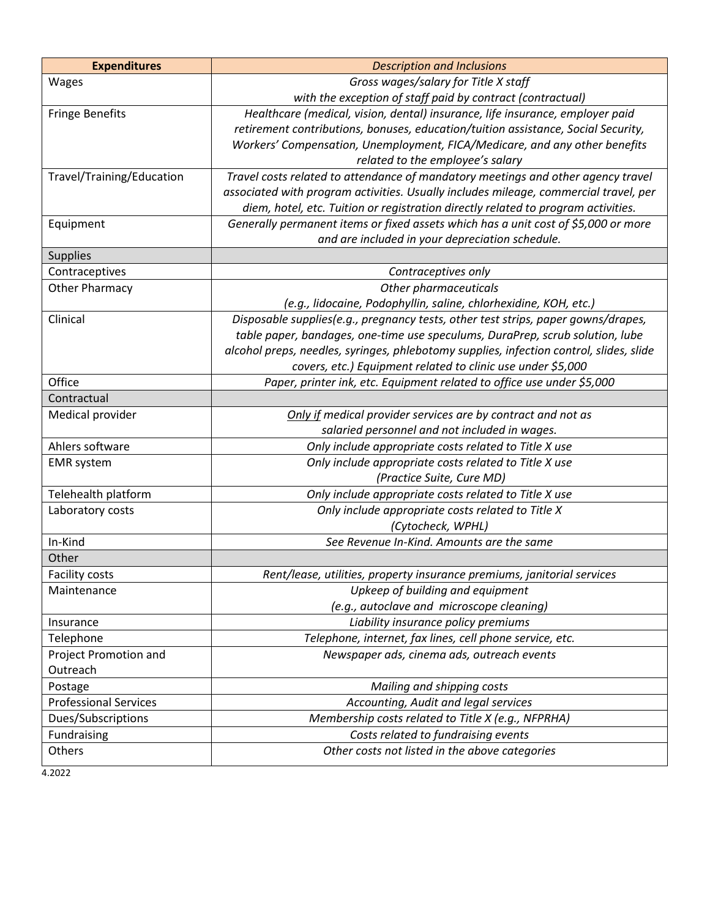| **Expenditures** | *Description and Inclusions* |
|---|---|
| Wages | *Gross wages/salary for Title X staff with the exception of staff paid by contract (contractual)* |
| Fringe Benefits | *Healthcare (medical, vision, dental) insurance, life insurance, employer paid retirement contributions, bonuses, education/tuition assistance, Social Security, Workers' Compensation, Unemployment, FICA/Medicare, and any other benefits related to the employee's salary* |
| Travel/Training/Education | *Travel costs related to attendance of mandatory meetings and other agency travel associated with program activities. Usually includes mileage, commercial travel, per diem, hotel, etc. Tuition or registration directly related to program activities.* |
| Equipment | *Generally permanent items or fixed assets which has a unit cost of $5,000 or more and are included in your depreciation schedule.* |
| Supplies | |
| Contraceptives | *Contraceptives only* |
| Other Pharmacy | *Other pharmaceuticals (e.g., lidocaine, Podophyllin, saline, chlorhexidine, KOH, etc.)* |
| Clinical | *Disposable supplies(e.g., pregnancy tests, other test strips, paper gowns/drapes, table paper, bandages, one-time use speculums, DuraPrep, scrub solution, lube alcohol preps, needles, syringes, phlebotomy supplies, infection control, slides, slide covers, etc.) Equipment related to clinic use under $5,000* |
| Office | *Paper, printer ink, etc. Equipment related to office use under $5,000* |
| Contractual | |
| Medical provider | *Only if medical provider services are by contract and not as salaried personnel and not included in wages.* |
| Ahlers software | *Only include appropriate costs related to Title X use* |
| EMR system | *Only include appropriate costs related to Title X use (Practice Suite, Cure MD)* |
| Telehealth platform | *Only include appropriate costs related to Title X use* |
| Laboratory costs | *Only include appropriate costs related to Title X (Cytocheck, WPHL)* |
| In-Kind | *See Revenue In-Kind. Amounts are the same* |
| Other | |
| Facility costs | *Rent/lease, utilities, property insurance premiums, janitorial services* |
| Maintenance | *Upkeep of building and equipment (e.g., autoclave and microscope cleaning)* |
| Insurance | *Liability insurance policy premiums* |
| Telephone | *Telephone, internet, fax lines, cell phone service, etc.* |
| Project Promotion and Outreach | *Newspaper ads, cinema ads, outreach events* |
| Postage | *Mailing and shipping costs* |
| Professional Services | *Accounting, Audit and legal services* |
| Dues/Subscriptions | *Membership costs related to Title X (e.g., NFPRHA)* |
| Fundraising | *Costs related to fundraising events* |
| Others | *Other costs not listed in the above categories* |

4.2022